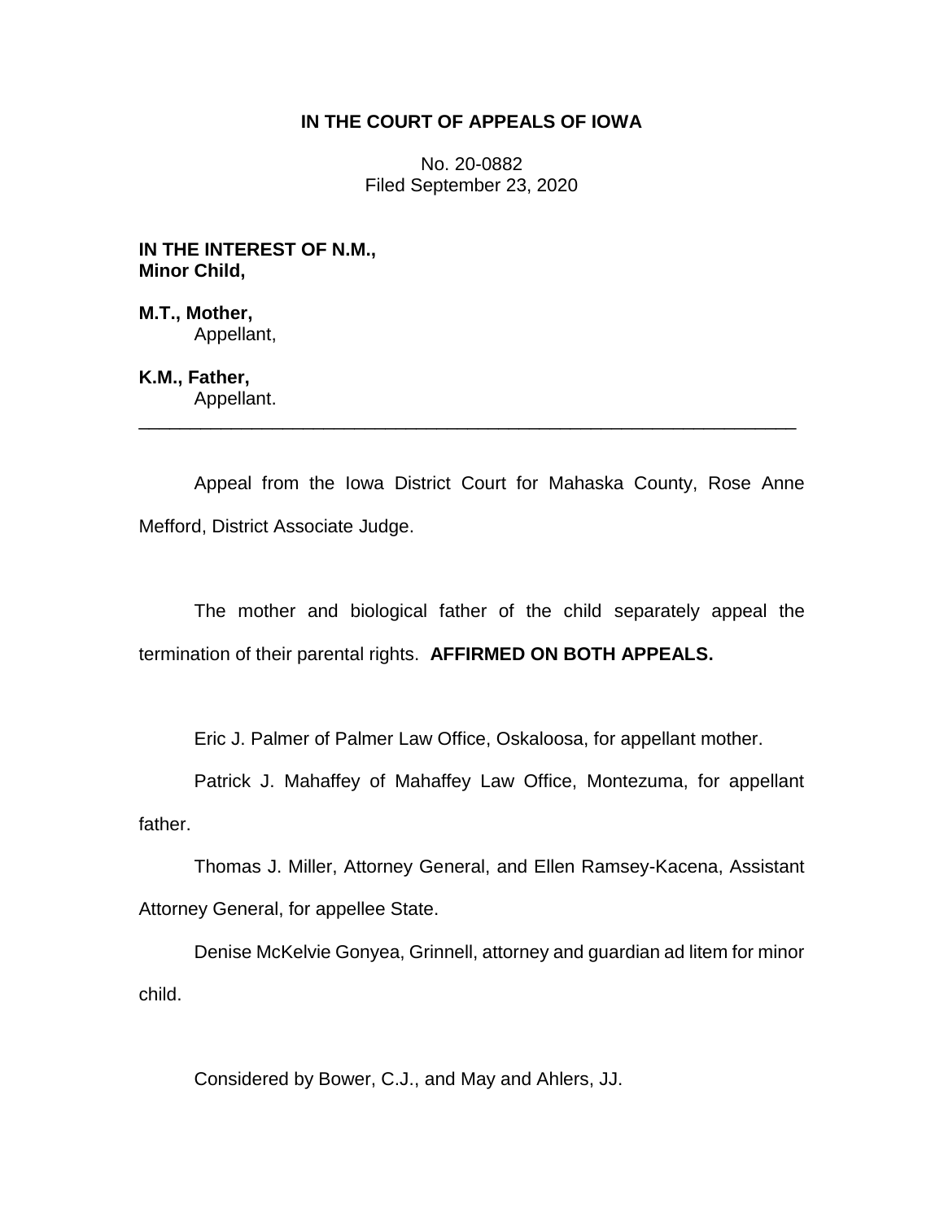**IN THE COURT OF APPEALS OF IOWA**

No. 20-0882
Filed September 23, 2020

**IN THE INTEREST OF N.M.,**
**Minor Child,**

**M.T., Mother,**
Appellant,

**K.M., Father,**
Appellant.

---

Appeal from the Iowa District Court for Mahaska County, Rose Anne Mefford, District Associate Judge.

The mother and biological father of the child separately appeal the termination of their parental rights. **AFFIRMED ON BOTH APPEALS.**

Eric J. Palmer of Palmer Law Office, Oskaloosa, for appellant mother.

Patrick J. Mahaffey of Mahaffey Law Office, Montezuma, for appellant father.

Thomas J. Miller, Attorney General, and Ellen Ramsey-Kacena, Assistant Attorney General, for appellee State.

Denise McKelvie Gonyea, Grinnell, attorney and guardian ad litem for minor child.

Considered by Bower, C.J., and May and Ahlers, JJ.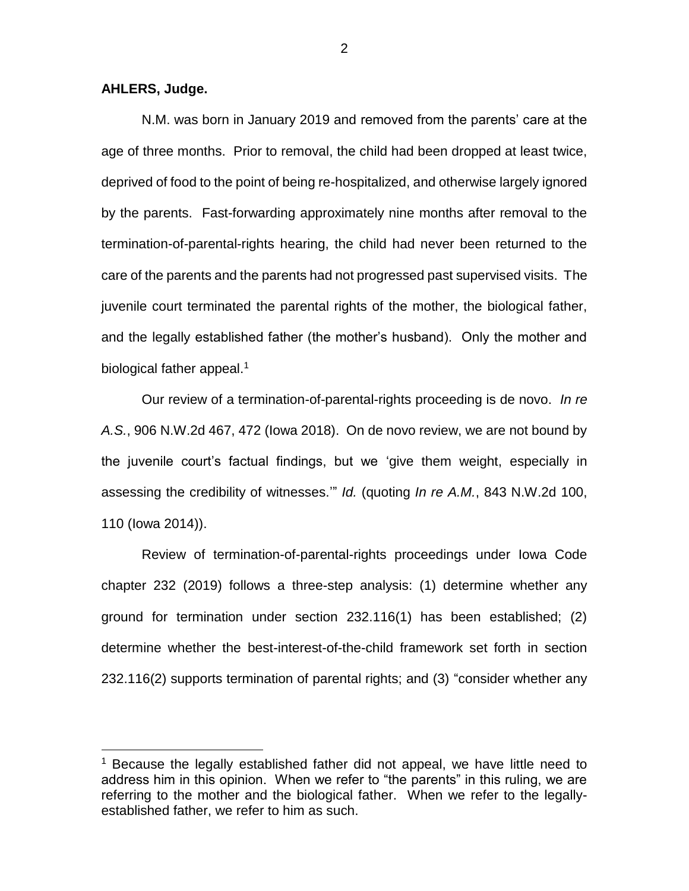**AHLERS, Judge.**

N.M. was born in January 2019 and removed from the parents' care at the age of three months. Prior to removal, the child had been dropped at least twice, deprived of food to the point of being re-hospitalized, and otherwise largely ignored by the parents. Fast-forwarding approximately nine months after removal to the termination-of-parental-rights hearing, the child had never been returned to the care of the parents and the parents had not progressed past supervised visits. The juvenile court terminated the parental rights of the mother, the biological father, and the legally established father (the mother's husband). Only the mother and biological father appeal.[1]

Our review of a termination-of-parental-rights proceeding is de novo. *In re A.S.*, 906 N.W.2d 467, 472 (Iowa 2018). On de novo review, we are not bound by the juvenile court's factual findings, but we 'give them weight, especially in assessing the credibility of witnesses.'" *Id.* (quoting *In re A.M.*, 843 N.W.2d 100, 110 (Iowa 2014)).

Review of termination-of-parental-rights proceedings under Iowa Code chapter 232 (2019) follows a three-step analysis: (1) determine whether any ground for termination under section 232.116(1) has been established; (2) determine whether the best-interest-of-the-child framework set forth in section 232.116(2) supports termination of parental rights; and (3) "consider whether any

[1] Because the legally established father did not appeal, we have little need to address him in this opinion. When we refer to "the parents" in this ruling, we are referring to the mother and the biological father. When we refer to the legally-established father, we refer to him as such.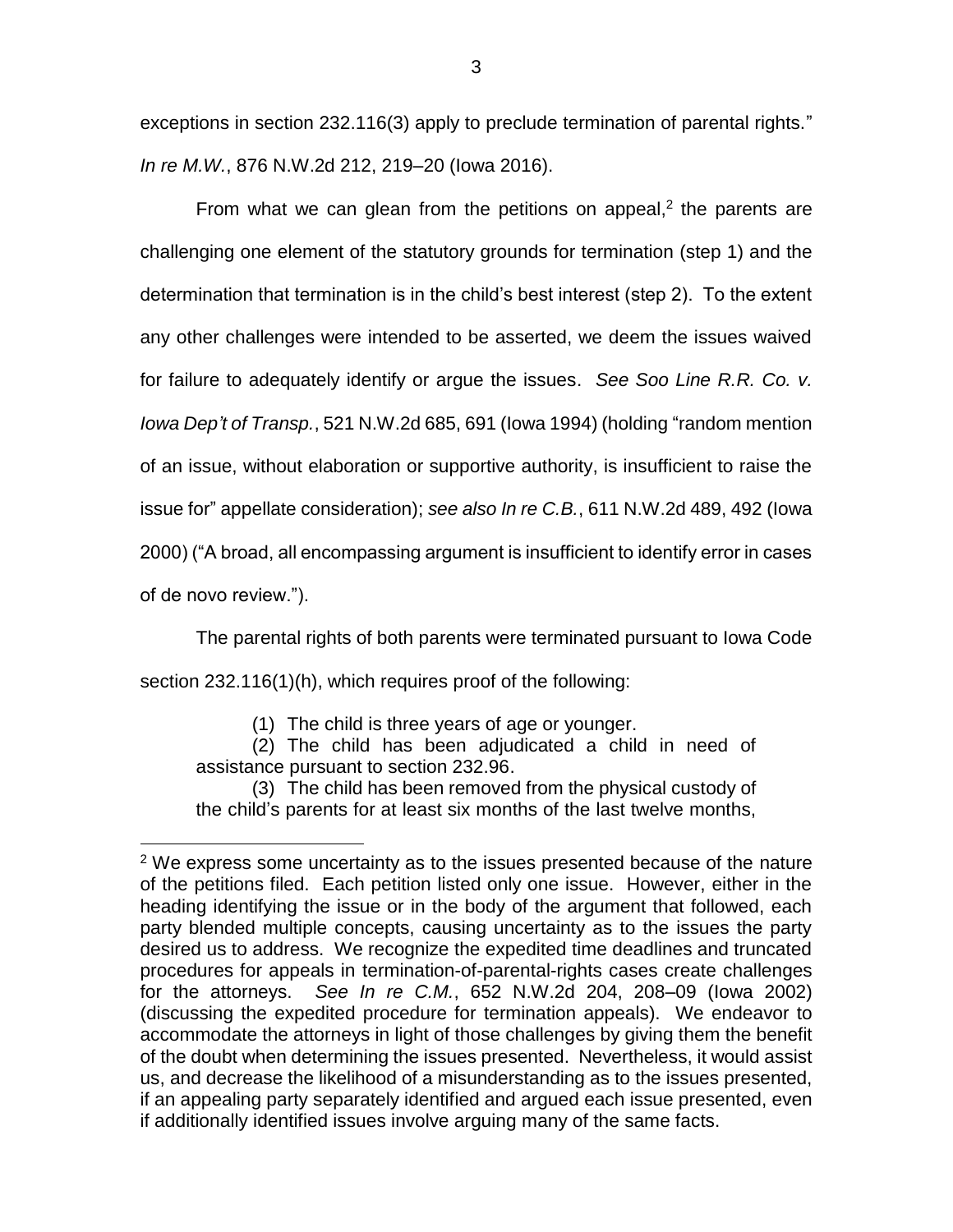exceptions in section 232.116(3) apply to preclude termination of parental rights." *In re M.W.*, 876 N.W.2d 212, 219–20 (Iowa 2016).

From what we can glean from the petitions on appeal,[2] the parents are challenging one element of the statutory grounds for termination (step 1) and the determination that termination is in the child's best interest (step 2). To the extent any other challenges were intended to be asserted, we deem the issues waived for failure to adequately identify or argue the issues. *See Soo Line R.R. Co. v. Iowa Dep't of Transp.*, 521 N.W.2d 685, 691 (Iowa 1994) (holding "random mention of an issue, without elaboration or supportive authority, is insufficient to raise the issue for" appellate consideration); *see also In re C.B.*, 611 N.W.2d 489, 492 (Iowa 2000) ("A broad, all encompassing argument is insufficient to identify error in cases of de novo review.").

The parental rights of both parents were terminated pursuant to Iowa Code section 232.116(1)(h), which requires proof of the following:

> (1) The child is three years of age or younger.
>
> (2) The child has been adjudicated a child in need of assistance pursuant to section 232.96.
>
> (3) The child has been removed from the physical custody of the child's parents for at least six months of the last twelve months,

[2] We express some uncertainty as to the issues presented because of the nature of the petitions filed. Each petition listed only one issue. However, either in the heading identifying the issue or in the body of the argument that followed, each party blended multiple concepts, causing uncertainty as to the issues the party desired us to address. We recognize the expedited time deadlines and truncated procedures for appeals in termination-of-parental-rights cases create challenges for the attorneys. *See In re C.M.*, 652 N.W.2d 204, 208–09 (Iowa 2002) (discussing the expedited procedure for termination appeals). We endeavor to accommodate the attorneys in light of those challenges by giving them the benefit of the doubt when determining the issues presented. Nevertheless, it would assist us, and decrease the likelihood of a misunderstanding as to the issues presented, if an appealing party separately identified and argued each issue presented, even if additionally identified issues involve arguing many of the same facts.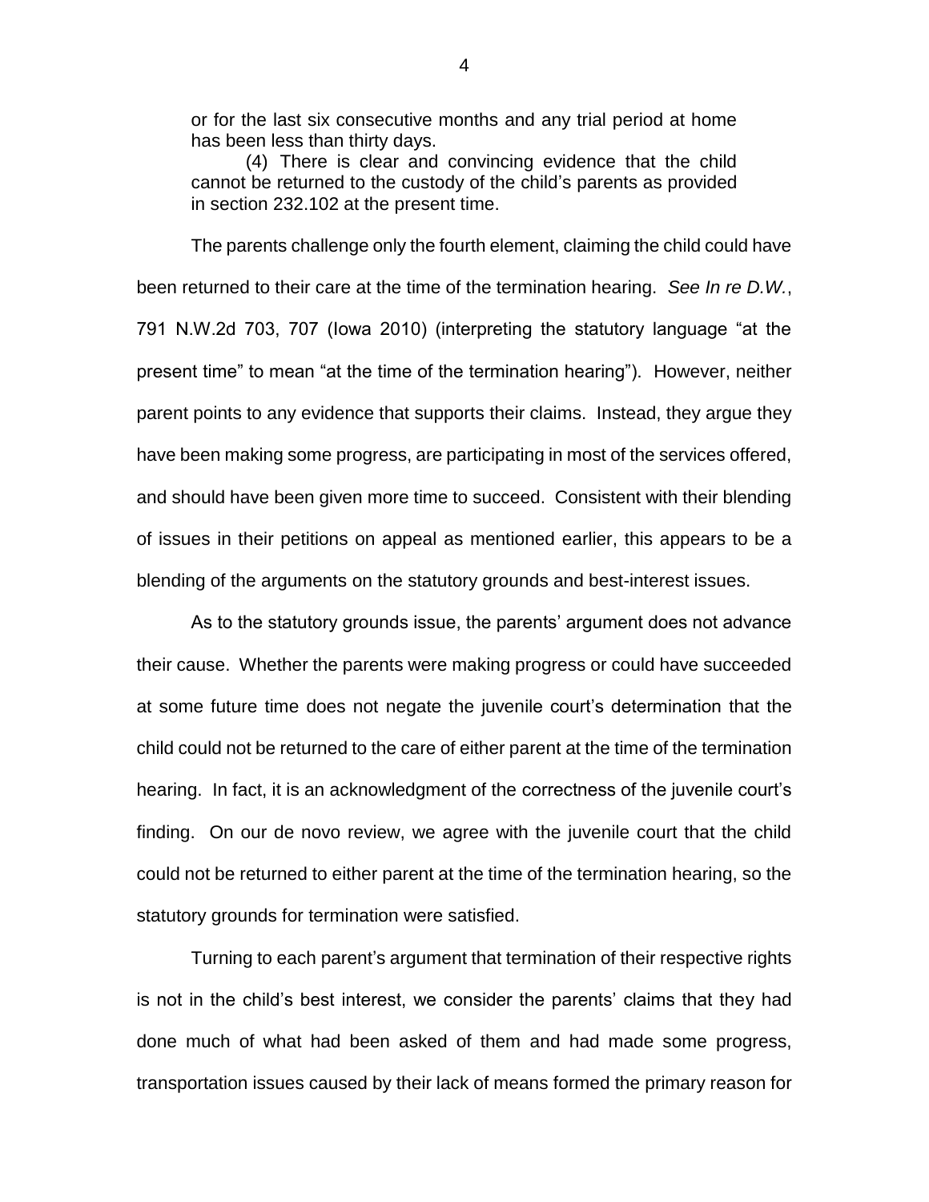or for the last six consecutive months and any trial period at home has been less than thirty days.

(4) There is clear and convincing evidence that the child cannot be returned to the custody of the child's parents as provided in section 232.102 at the present time.

The parents challenge only the fourth element, claiming the child could have been returned to their care at the time of the termination hearing. *See In re D.W.*, 791 N.W.2d 703, 707 (Iowa 2010) (interpreting the statutory language "at the present time" to mean "at the time of the termination hearing"). However, neither parent points to any evidence that supports their claims. Instead, they argue they have been making some progress, are participating in most of the services offered, and should have been given more time to succeed. Consistent with their blending of issues in their petitions on appeal as mentioned earlier, this appears to be a blending of the arguments on the statutory grounds and best-interest issues.

As to the statutory grounds issue, the parents' argument does not advance their cause. Whether the parents were making progress or could have succeeded at some future time does not negate the juvenile court's determination that the child could not be returned to the care of either parent at the time of the termination hearing. In fact, it is an acknowledgment of the correctness of the juvenile court's finding. On our de novo review, we agree with the juvenile court that the child could not be returned to either parent at the time of the termination hearing, so the statutory grounds for termination were satisfied.

Turning to each parent's argument that termination of their respective rights is not in the child's best interest, we consider the parents' claims that they had done much of what had been asked of them and had made some progress, transportation issues caused by their lack of means formed the primary reason for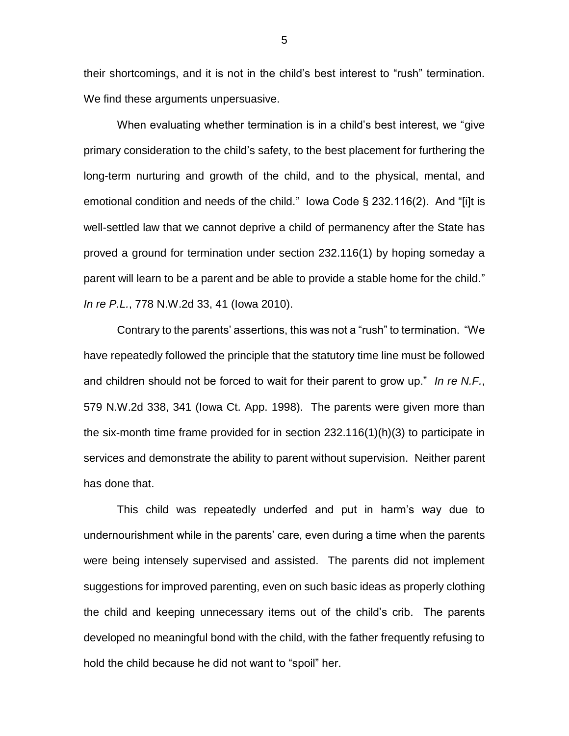their shortcomings, and it is not in the child's best interest to "rush" termination. We find these arguments unpersuasive.

When evaluating whether termination is in a child's best interest, we "give primary consideration to the child's safety, to the best placement for furthering the long-term nurturing and growth of the child, and to the physical, mental, and emotional condition and needs of the child." Iowa Code § 232.116(2). And "[i]t is well-settled law that we cannot deprive a child of permanency after the State has proved a ground for termination under section 232.116(1) by hoping someday a parent will learn to be a parent and be able to provide a stable home for the child." *In re P.L.*, 778 N.W.2d 33, 41 (Iowa 2010).

Contrary to the parents' assertions, this was not a "rush" to termination. "We have repeatedly followed the principle that the statutory time line must be followed and children should not be forced to wait for their parent to grow up." *In re N.F.*, 579 N.W.2d 338, 341 (Iowa Ct. App. 1998). The parents were given more than the six-month time frame provided for in section 232.116(1)(h)(3) to participate in services and demonstrate the ability to parent without supervision. Neither parent has done that.

This child was repeatedly underfed and put in harm's way due to undernourishment while in the parents' care, even during a time when the parents were being intensely supervised and assisted. The parents did not implement suggestions for improved parenting, even on such basic ideas as properly clothing the child and keeping unnecessary items out of the child's crib. The parents developed no meaningful bond with the child, with the father frequently refusing to hold the child because he did not want to "spoil" her.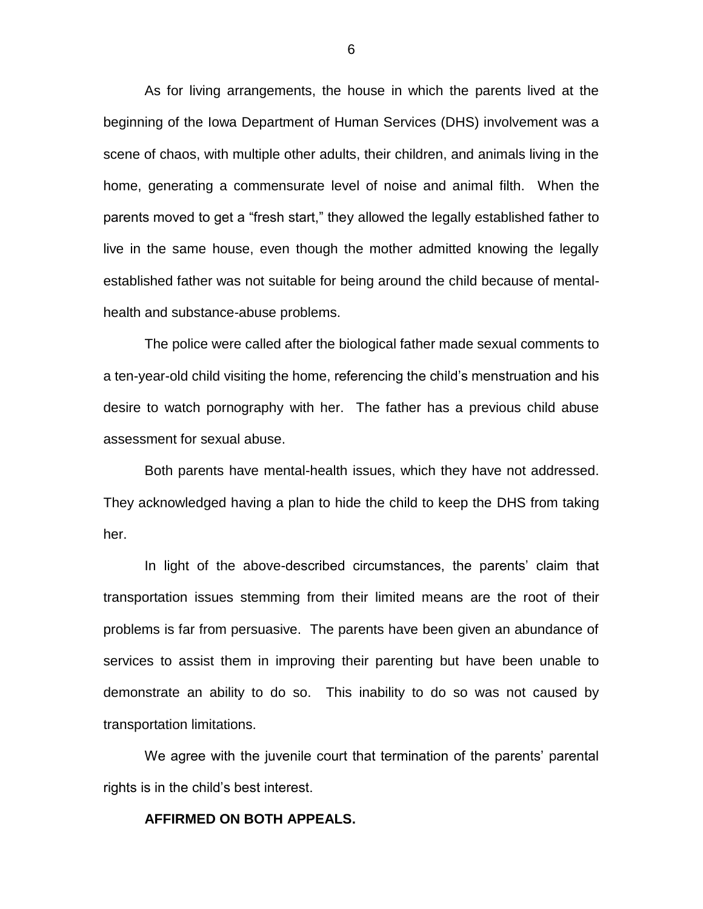As for living arrangements, the house in which the parents lived at the beginning of the Iowa Department of Human Services (DHS) involvement was a scene of chaos, with multiple other adults, their children, and animals living in the home, generating a commensurate level of noise and animal filth. When the parents moved to get a "fresh start," they allowed the legally established father to live in the same house, even though the mother admitted knowing the legally established father was not suitable for being around the child because of mental-health and substance-abuse problems.

The police were called after the biological father made sexual comments to a ten-year-old child visiting the home, referencing the child's menstruation and his desire to watch pornography with her. The father has a previous child abuse assessment for sexual abuse.

Both parents have mental-health issues, which they have not addressed. They acknowledged having a plan to hide the child to keep the DHS from taking her.

In light of the above-described circumstances, the parents' claim that transportation issues stemming from their limited means are the root of their problems is far from persuasive. The parents have been given an abundance of services to assist them in improving their parenting but have been unable to demonstrate an ability to do so. This inability to do so was not caused by transportation limitations.

We agree with the juvenile court that termination of the parents' parental rights is in the child's best interest.

**AFFIRMED ON BOTH APPEALS.**